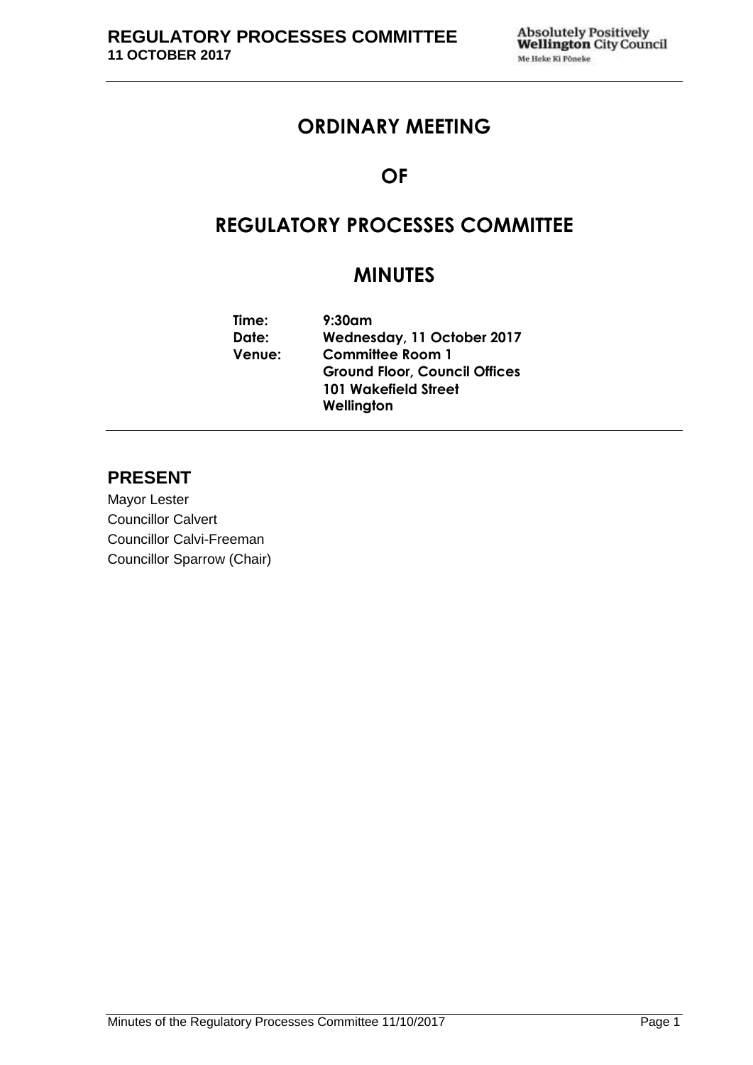# ORDINARY MEETING

# OF

# REGULATORY PROCESSES COMMITTEE

# MINUTES

| | |
|---|---|
| **Time:** | **9:30am** |
| **Date:** | **Wednesday, 11 October 2017** |
| **Venue:** | **Committee Room 1**<br>**Ground Floor, Council Offices**<br>**101 Wakefield Street**<br>**Wellington** |

## PRESENT

Mayor Lester
Councillor Calvert
Councillor Calvi-Freeman
Councillor Sparrow (Chair)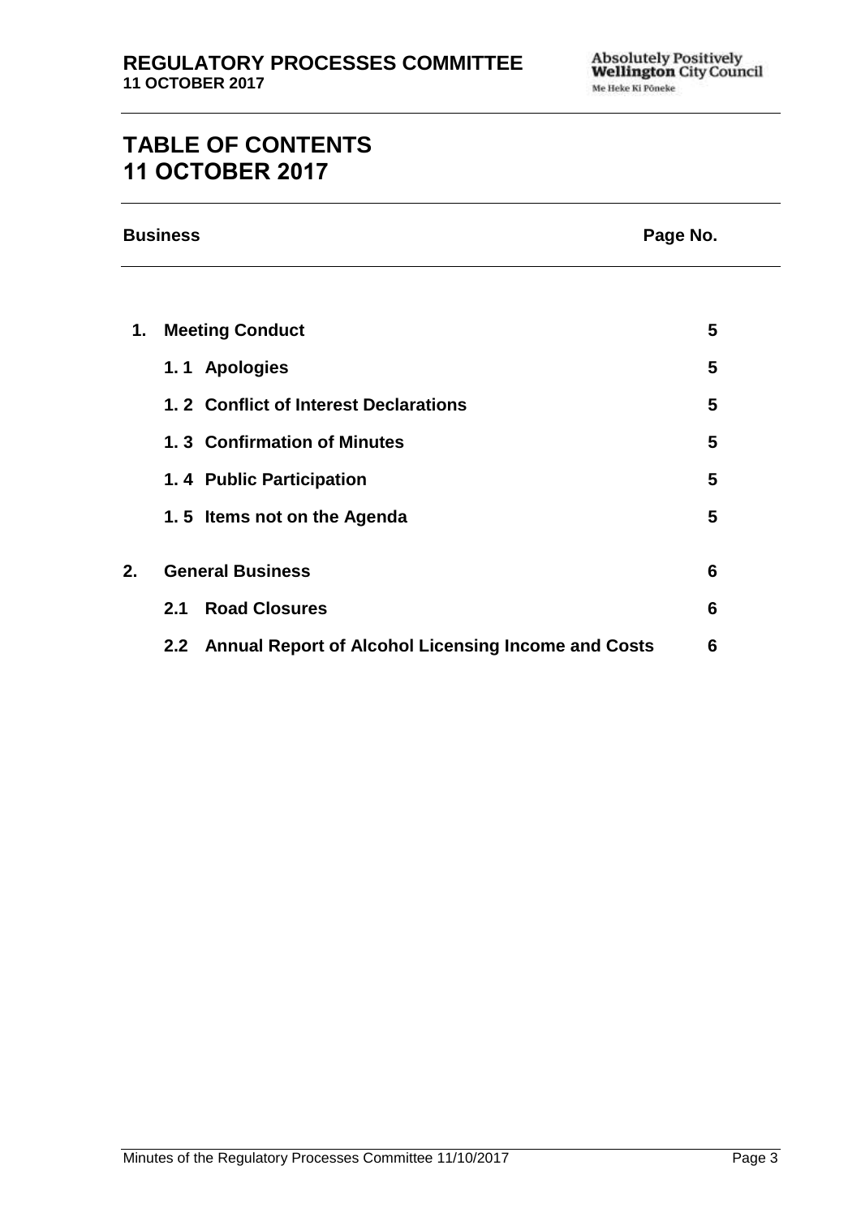# TABLE OF CONTENTS 11 OCTOBER 2017

| Business | | Page No. |
|---|---|---|
| **1.** | **Meeting Conduct** | **5** |
| | **1. 1 Apologies** | **5** |
| | **1. 2 Conflict of Interest Declarations** | **5** |
| | **1. 3 Confirmation of Minutes** | **5** |
| | **1. 4 Public Participation** | **5** |
| | **1. 5 Items not on the Agenda** | **5** |
| **2.** | **General Business** | **6** |
| | **2.1 Road Closures** | **6** |
| | **2.2 Annual Report of Alcohol Licensing Income and Costs** | **6** |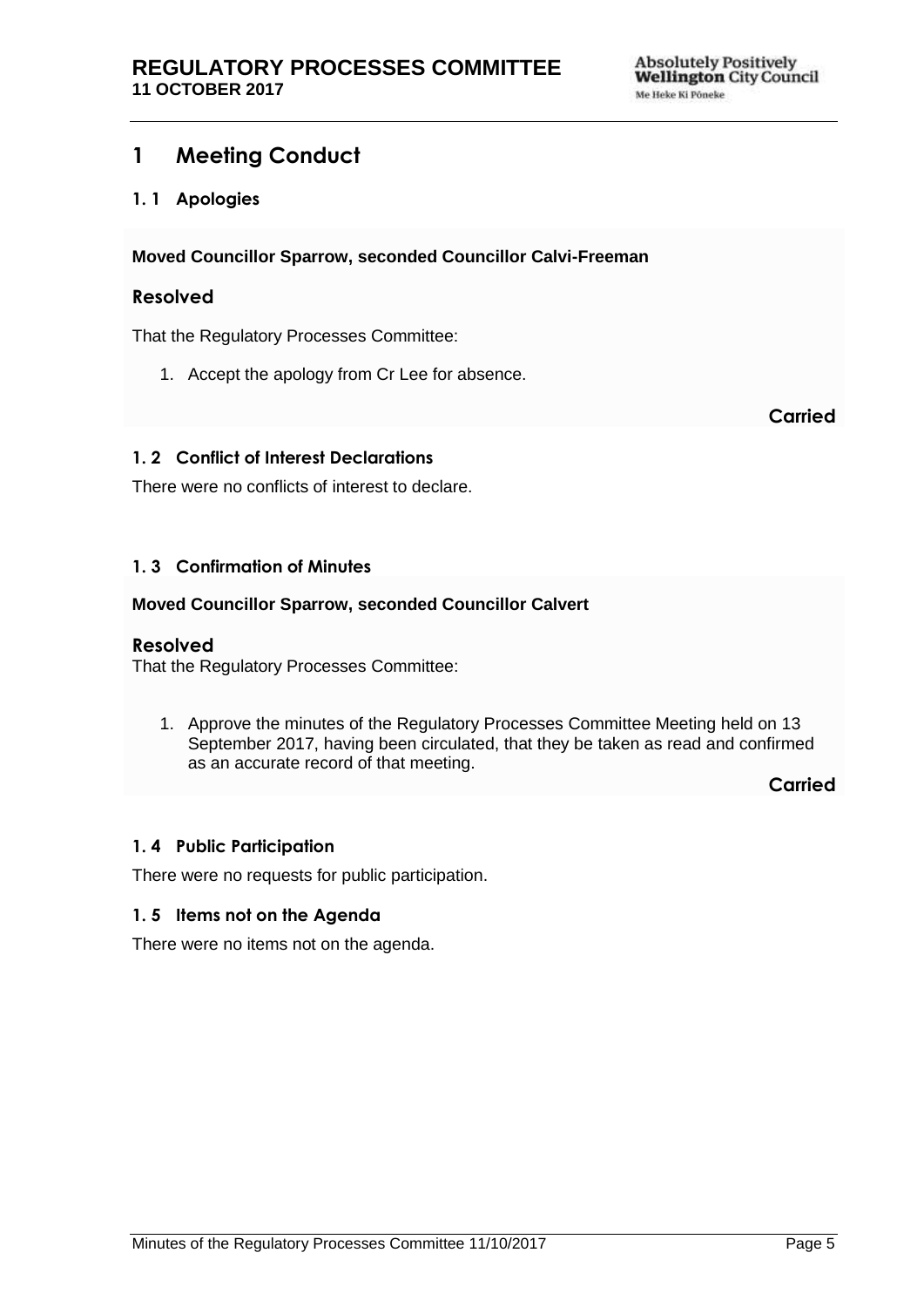# 1 Meeting Conduct

## 1. 1 Apologies

**Moved Councillor Sparrow, seconded Councillor Calvi-Freeman**

### Resolved

That the Regulatory Processes Committee:

1. Accept the apology from Cr Lee for absence.

**Carried**

## 1. 2 Conflict of Interest Declarations

There were no conflicts of interest to declare.

## 1. 3 Confirmation of Minutes

**Moved Councillor Sparrow, seconded Councillor Calvert**

### Resolved

That the Regulatory Processes Committee:

1. Approve the minutes of the Regulatory Processes Committee Meeting held on 13 September 2017, having been circulated, that they be taken as read and confirmed as an accurate record of that meeting.

**Carried**

## 1. 4 Public Participation

There were no requests for public participation.

## 1. 5 Items not on the Agenda

There were no items not on the agenda.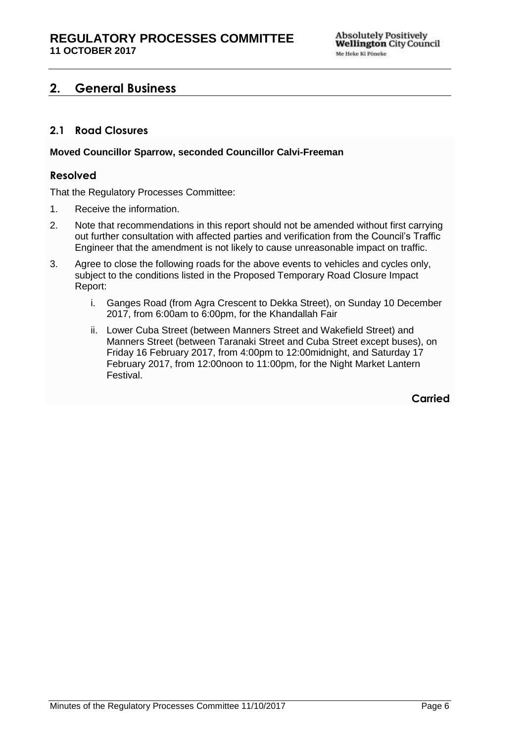## 2. General Business

### 2.1 Road Closures

**Moved Councillor Sparrow, seconded Councillor Calvi-Freeman**

### Resolved

That the Regulatory Processes Committee:

1. Receive the information.
2. Note that recommendations in this report should not be amended without first carrying out further consultation with affected parties and verification from the Council's Traffic Engineer that the amendment is not likely to cause unreasonable impact on traffic.
3. Agree to close the following roads for the above events to vehicles and cycles only, subject to the conditions listed in the Proposed Temporary Road Closure Impact Report:
    i. Ganges Road (from Agra Crescent to Dekka Street), on Sunday 10 December 2017, from 6:00am to 6:00pm, for the Khandallah Fair
    ii. Lower Cuba Street (between Manners Street and Wakefield Street) and Manners Street (between Taranaki Street and Cuba Street except buses), on Friday 16 February 2017, from 4:00pm to 12:00midnight, and Saturday 17 February 2017, from 12:00noon to 11:00pm, for the Night Market Lantern Festival.

**Carried**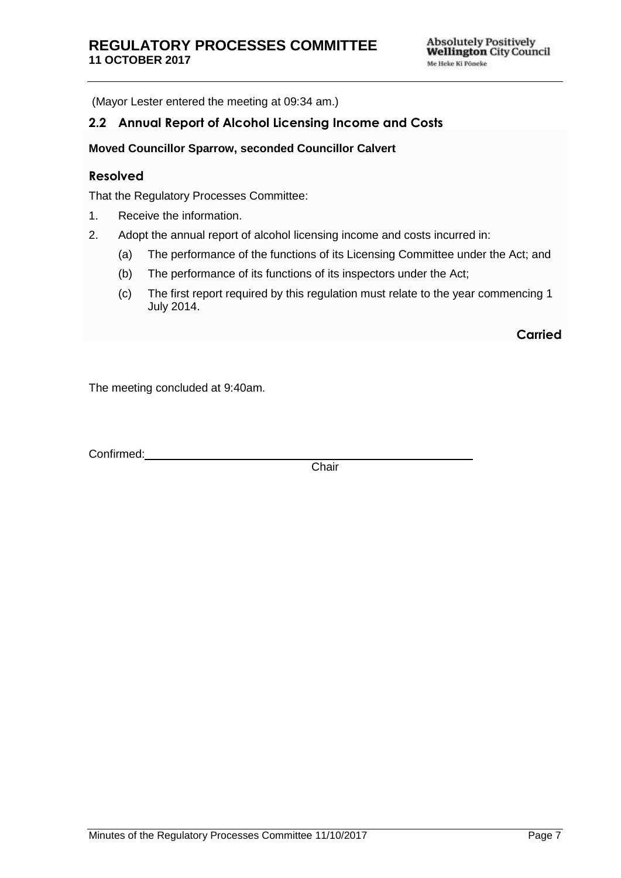(Mayor Lester entered the meeting at 09:34 am.)

## 2.2 Annual Report of Alcohol Licensing Income and Costs

**Moved Councillor Sparrow, seconded Councillor Calvert**

### Resolved

That the Regulatory Processes Committee:

1. Receive the information.
2. Adopt the annual report of alcohol licensing income and costs incurred in:
   (a) The performance of the functions of its Licensing Committee under the Act; and
   (b) The performance of its functions of its inspectors under the Act;
   (c) The first report required by this regulation must relate to the year commencing 1 July 2014.

**Carried**

The meeting concluded at 9:40am.

Confirmed: ____________________________________________

Chair